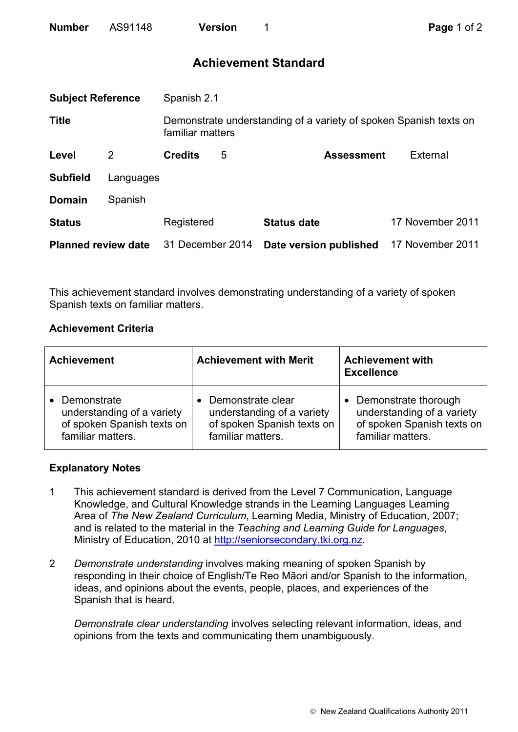**Number** AS91148 **Version** 1

## Achievement Standard

| | | | | | |
|---|---|---|---|---|---|
| **Subject Reference** | Spanish 2.1 | | | | |
| **Title** | Demonstrate understanding of a variety of spoken Spanish texts on familiar matters | | | | |
| **Level** | 2 | **Credits** | 5 | **Assessment** | External |
| **Subfield** | Languages | | | | |
| **Domain** | Spanish | | | | |
| **Status** | Registered | **Status date** | 17 November 2011 | | |
| **Planned review date** | 31 December 2014 | **Date version published** | 17 November 2011 | | |

---

This achievement standard involves demonstrating understanding of a variety of spoken Spanish texts on familiar matters.

### Achievement Criteria

| Achievement | Achievement with Merit | Achievement with Excellence |
|---|---|---|
| • Demonstrate understanding of a variety of spoken Spanish texts on familiar matters. | • Demonstrate clear understanding of a variety of spoken Spanish texts on familiar matters. | • Demonstrate thorough understanding of a variety of spoken Spanish texts on familiar matters. |

### Explanatory Notes

1 This achievement standard is derived from the Level 7 Communication, Language Knowledge, and Cultural Knowledge strands in the Learning Languages Learning Area of *The New Zealand Curriculum*, Learning Media, Ministry of Education, 2007; and is related to the material in the *Teaching and Learning Guide for Languages*, Ministry of Education, 2010 at http://seniorsecondary.tki.org.nz.

2 *Demonstrate understanding* involves making meaning of spoken Spanish by responding in their choice of English/Te Reo Māori and/or Spanish to the information, ideas, and opinions about the events, people, places, and experiences of the Spanish that is heard.

*Demonstrate clear understanding* involves selecting relevant information, ideas, and opinions from the texts and communicating them unambiguously.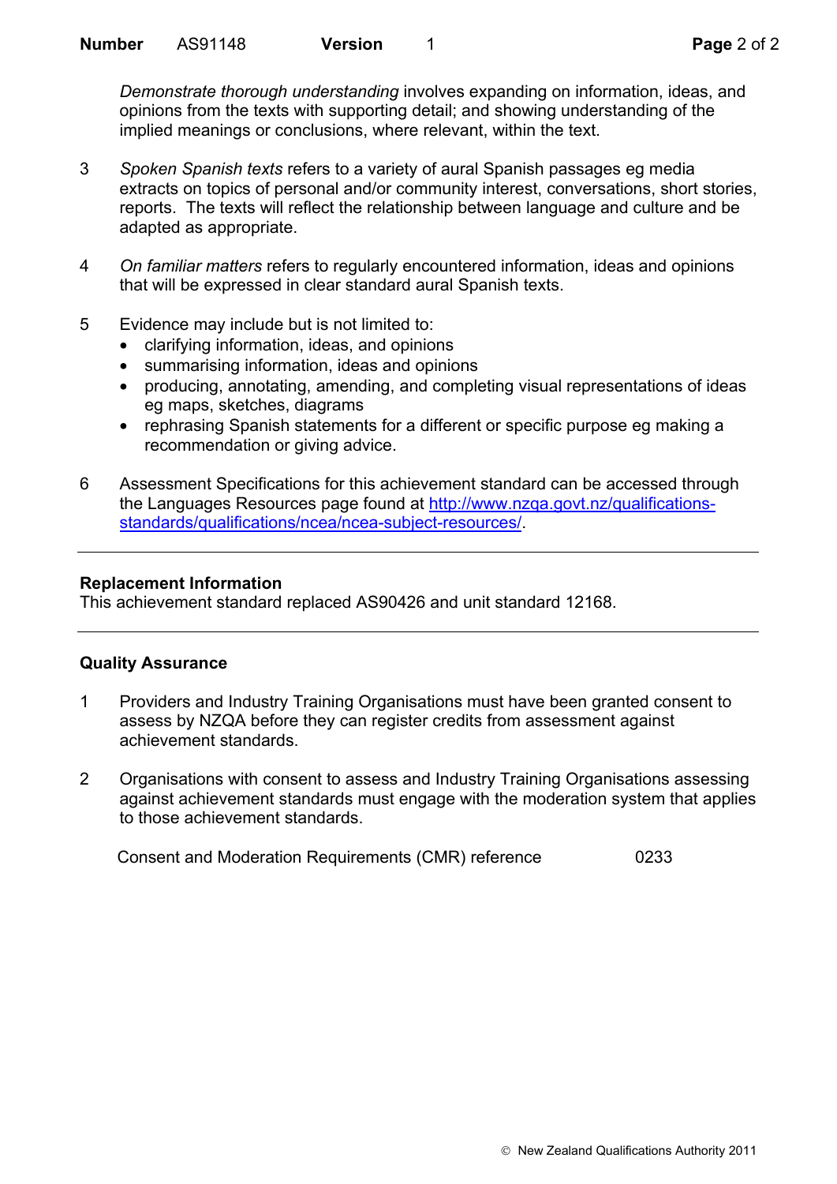*Demonstrate thorough understanding* involves expanding on information, ideas, and opinions from the texts with supporting detail; and showing understanding of the implied meanings or conclusions, where relevant, within the text.

3. *Spoken Spanish texts* refers to a variety of aural Spanish passages eg media extracts on topics of personal and/or community interest, conversations, short stories, reports. The texts will reflect the relationship between language and culture and be adapted as appropriate.

4. *On familiar matters* refers to regularly encountered information, ideas and opinions that will be expressed in clear standard aural Spanish texts.

5. Evidence may include but is not limited to:
   - clarifying information, ideas, and opinions
   - summarising information, ideas and opinions
   - producing, annotating, amending, and completing visual representations of ideas eg maps, sketches, diagrams
   - rephrasing Spanish statements for a different or specific purpose eg making a recommendation or giving advice.

6. Assessment Specifications for this achievement standard can be accessed through the Languages Resources page found at http://www.nzqa.govt.nz/qualifications-standards/qualifications/ncea/ncea-subject-resources/.

---

**Replacement Information**

This achievement standard replaced AS90426 and unit standard 12168.

---

**Quality Assurance**

1. Providers and Industry Training Organisations must have been granted consent to assess by NZQA before they can register credits from assessment against achievement standards.

2. Organisations with consent to assess and Industry Training Organisations assessing against achievement standards must engage with the moderation system that applies to those achievement standards.

Consent and Moderation Requirements (CMR) reference 0233

© New Zealand Qualifications Authority 2011